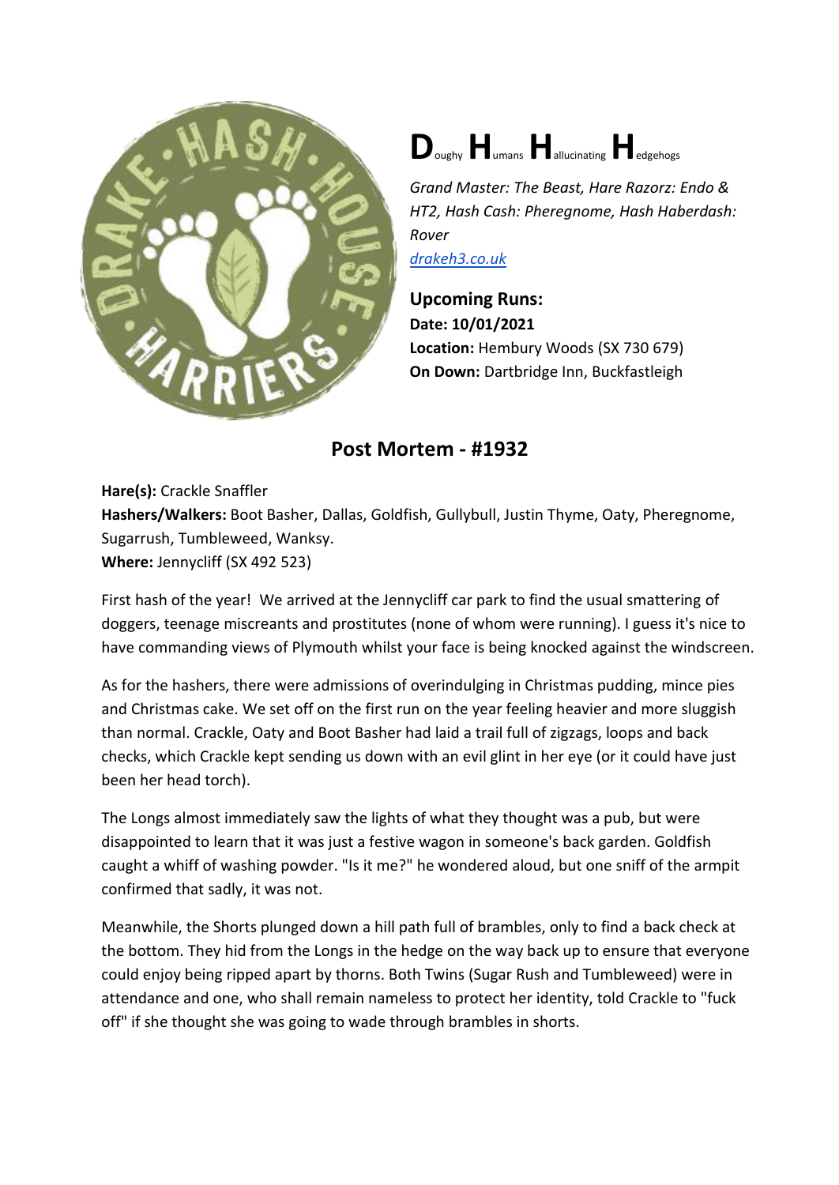# **D**oughy **H**umans **H**allucinating **H**edgehogs

*Grand Master: The Beast, Hare Razorz: Endo & HT2, Hash Cash: Pheregnome, Hash Haberdash: Rover*
[drakeh3.co.uk](drakeh3.co.uk)

**Upcoming Runs:**
**Date: 10/01/2021**
**Location:** Hembury Woods (SX 730 679)
**On Down:** Dartbridge Inn, Buckfastleigh

## Post Mortem - #1932

**Hare(s):** Crackle Snaffler
**Hashers/Walkers:** Boot Basher, Dallas, Goldfish, Gullybull, Justin Thyme, Oaty, Pheregnome, Sugarrush, Tumbleweed, Wanksy.
**Where:** Jennycliff (SX 492 523)

First hash of the year! We arrived at the Jennycliff car park to find the usual smattering of doggers, teenage miscreants and prostitutes (none of whom were running). I guess it's nice to have commanding views of Plymouth whilst your face is being knocked against the windscreen.

As for the hashers, there were admissions of overindulging in Christmas pudding, mince pies and Christmas cake. We set off on the first run on the year feeling heavier and more sluggish than normal. Crackle, Oaty and Boot Basher had laid a trail full of zigzags, loops and back checks, which Crackle kept sending us down with an evil glint in her eye (or it could have just been her head torch).

The Longs almost immediately saw the lights of what they thought was a pub, but were disappointed to learn that it was just a festive wagon in someone's back garden. Goldfish caught a whiff of washing powder. "Is it me?" he wondered aloud, but one sniff of the armpit confirmed that sadly, it was not.

Meanwhile, the Shorts plunged down a hill path full of brambles, only to find a back check at the bottom. They hid from the Longs in the hedge on the way back up to ensure that everyone could enjoy being ripped apart by thorns. Both Twins (Sugar Rush and Tumbleweed) were in attendance and one, who shall remain nameless to protect her identity, told Crackle to "fuck off" if she thought she was going to wade through brambles in shorts.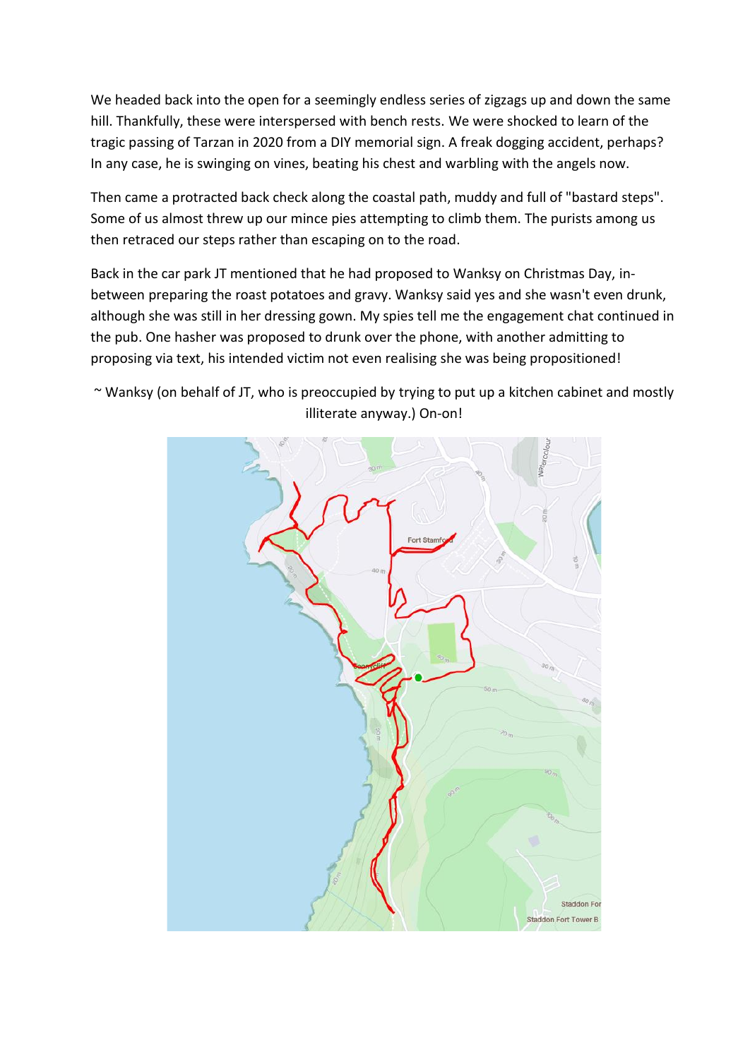We headed back into the open for a seemingly endless series of zigzags up and down the same hill. Thankfully, these were interspersed with bench rests. We were shocked to learn of the tragic passing of Tarzan in 2020 from a DIY memorial sign. A freak dogging accident, perhaps? In any case, he is swinging on vines, beating his chest and warbling with the angels now.

Then came a protracted back check along the coastal path, muddy and full of "bastard steps". Some of us almost threw up our mince pies attempting to climb them. The purists among us then retraced our steps rather than escaping on to the road.

Back in the car park JT mentioned that he had proposed to Wanksy on Christmas Day, in-between preparing the roast potatoes and gravy. Wanksy said yes and she wasn't even drunk, although she was still in her dressing gown. My spies tell me the engagement chat continued in the pub. One hasher was proposed to drunk over the phone, with another admitting to proposing via text, his intended victim not even realising she was being propositioned!

~ Wanksy (on behalf of JT, who is preoccupied by trying to put up a kitchen cabinet and mostly illiterate anyway.) On-on!